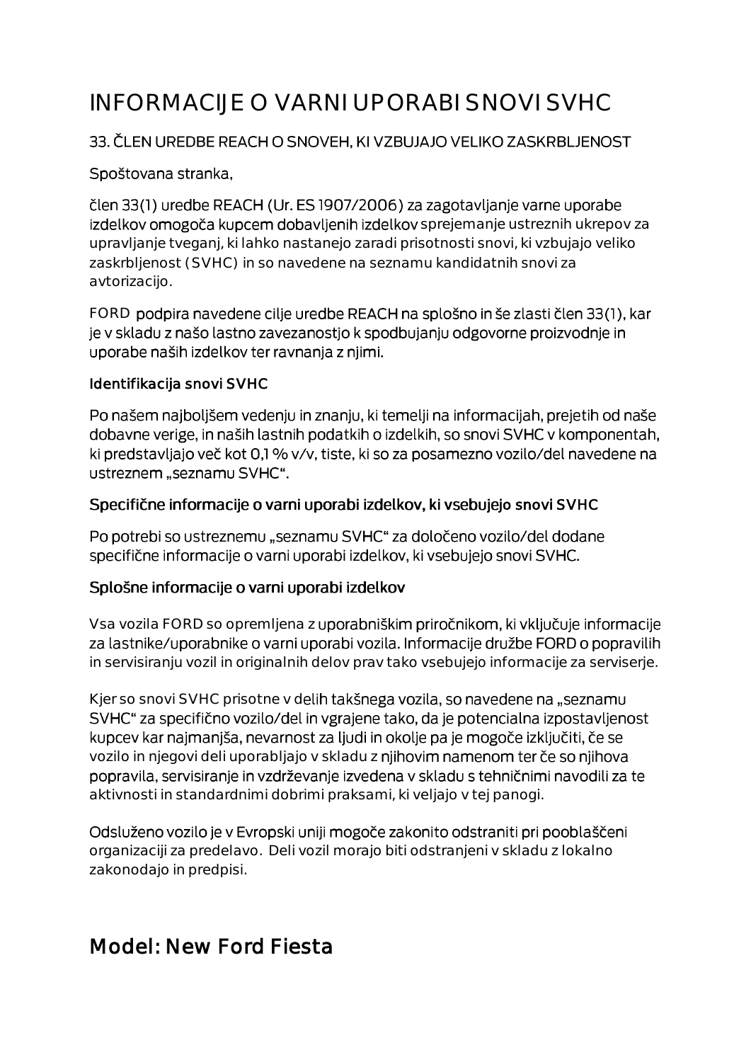# INFORMACIJE O VARNI UPORABI SNOVI SVHC

33. ČLEN UREDBE REACH O SNOVEH, KI VZBUJAJO VELIKO ZASKRBLJENOST

Spoštovana stranka,

člen 33(1) uredbe REACH (Ur. ES 1907/2006) za zagotavljanje varne uporabe izdelkov omogoča kupcem dobavljenih izdelkov sprejemanje ustreznih ukrepov za upravljanje tveganj, ki lahko nastanejo zaradi prisotnosti snovi, ki vzbujajo veliko zaskrbljenost (SVHC) in so navedene na seznamu kandidatnih snovi za avtorizacijo.

FORD podpira navedene cilje uredbe REACH na splošno in še zlasti člen 33(1), kar je v skladu z našo lastno zavezanostjo k spodbujanju odgovorne proizvodnje in uporabe naših izdelkov ter ravnanja z njimi.

**Identifikacija snovi SVHC**

Po našem najboljšem vedenju in znanju, ki temelji na informacijah, prejetih od naše dobavne verige, in naših lastnih podatkih o izdelkih, so snovi SVHC v komponentah, ki predstavljajo več kot 0,1 % v/v, tiste, ki so za posamezno vozilo/del navedene na ustreznem „seznamu SVHC".

**Specifične informacije o varni uporabi izdelkov, ki vsebujejo snovi SVHC**

Po potrebi so ustreznemu „seznamu SVHC" za določeno vozilo/del dodane specifične informacije o varni uporabi izdelkov, ki vsebujejo snovi SVHC.

**Splošne informacije o varni uporabi izdelkov**

Vsa vozila FORD so opremljena z uporabniškim priročnikom, ki vključuje informacije za lastnike/uporabnike o varni uporabi vozila. Informacije družbe FORD o popravilih in servisiranju vozil in originalnih delov prav tako vsebujejo informacije za serviserje.

Kjer so snovi SVHC prisotne v delih takšnega vozila, so navedene na „seznamu SVHC" za specifično vozilo/del in vgrajene tako, da je potencialna izpostavljenost kupcev kar najmanjša, nevarnost za ljudi in okolje pa je mogoče izključiti, če se vozilo in njegovi deli uporabljajo v skladu z njihovim namenom ter če so njihova popravila, servisiranje in vzdrževanje izvedena v skladu s tehničnimi navodili za te aktivnosti in standardnimi dobrimi praksami, ki veljajo v tej panogi.

Odsluženo vozilo je v Evropski uniji mogoče zakonito odstraniti pri pooblaščeni organizaciji za predelavo. Deli vozil morajo biti odstranjeni v skladu z lokalno zakonodajo in predpisi.

## Model: New Ford Fiesta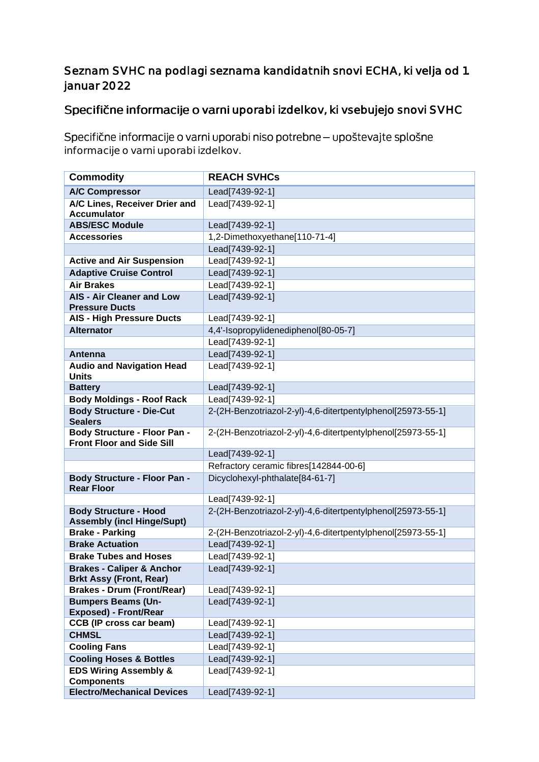## Seznam SVHC na podlagi seznama kandidatnih snovi ECHA, ki velja od 1. januar 2022

## Specifične informacije o varni uporabi izdelkov, ki vsebujejo snovi SVHC

Specifične informacije o varni uporabi niso potrebne – upoštevajte splošne informacije o varni uporabi izdelkov.

| Commodity | REACH SVHCs |
|---|---|
| **A/C Compressor** | Lead[7439-92-1] |
| **A/C Lines, Receiver Drier and Accumulator** | Lead[7439-92-1] |
| **ABS/ESC Module** | Lead[7439-92-1] |
| **Accessories** | 1,2-Dimethoxyethane[110-71-4] |
| | Lead[7439-92-1] |
| **Active and Air Suspension** | Lead[7439-92-1] |
| **Adaptive Cruise Control** | Lead[7439-92-1] |
| **Air Brakes** | Lead[7439-92-1] |
| **AIS - Air Cleaner and Low Pressure Ducts** | Lead[7439-92-1] |
| **AIS - High Pressure Ducts** | Lead[7439-92-1] |
| **Alternator** | 4,4'-Isopropylidenediphenol[80-05-7] |
| | Lead[7439-92-1] |
| **Antenna** | Lead[7439-92-1] |
| **Audio and Navigation Head Units** | Lead[7439-92-1] |
| **Battery** | Lead[7439-92-1] |
| **Body Moldings - Roof Rack** | Lead[7439-92-1] |
| **Body Structure - Die-Cut Sealers** | 2-(2H-Benzotriazol-2-yl)-4,6-ditertpentylphenol[25973-55-1] |
| **Body Structure - Floor Pan - Front Floor and Side Sill** | 2-(2H-Benzotriazol-2-yl)-4,6-ditertpentylphenol[25973-55-1] |
| | Lead[7439-92-1] |
| | Refractory ceramic fibres[142844-00-6] |
| **Body Structure - Floor Pan - Rear Floor** | Dicyclohexyl-phthalate[84-61-7] |
| | Lead[7439-92-1] |
| **Body Structure - Hood Assembly (incl Hinge/Supt)** | 2-(2H-Benzotriazol-2-yl)-4,6-ditertpentylphenol[25973-55-1] |
| **Brake - Parking** | 2-(2H-Benzotriazol-2-yl)-4,6-ditertpentylphenol[25973-55-1] |
| **Brake Actuation** | Lead[7439-92-1] |
| **Brake Tubes and Hoses** | Lead[7439-92-1] |
| **Brakes - Caliper & Anchor Brkt Assy (Front, Rear)** | Lead[7439-92-1] |
| **Brakes - Drum (Front/Rear)** | Lead[7439-92-1] |
| **Bumpers Beams (Un-Exposed) - Front/Rear** | Lead[7439-92-1] |
| **CCB (IP cross car beam)** | Lead[7439-92-1] |
| **CHMSL** | Lead[7439-92-1] |
| **Cooling Fans** | Lead[7439-92-1] |
| **Cooling Hoses & Bottles** | Lead[7439-92-1] |
| **EDS Wiring Assembly & Components** | Lead[7439-92-1] |
| **Electro/Mechanical Devices** | Lead[7439-92-1] |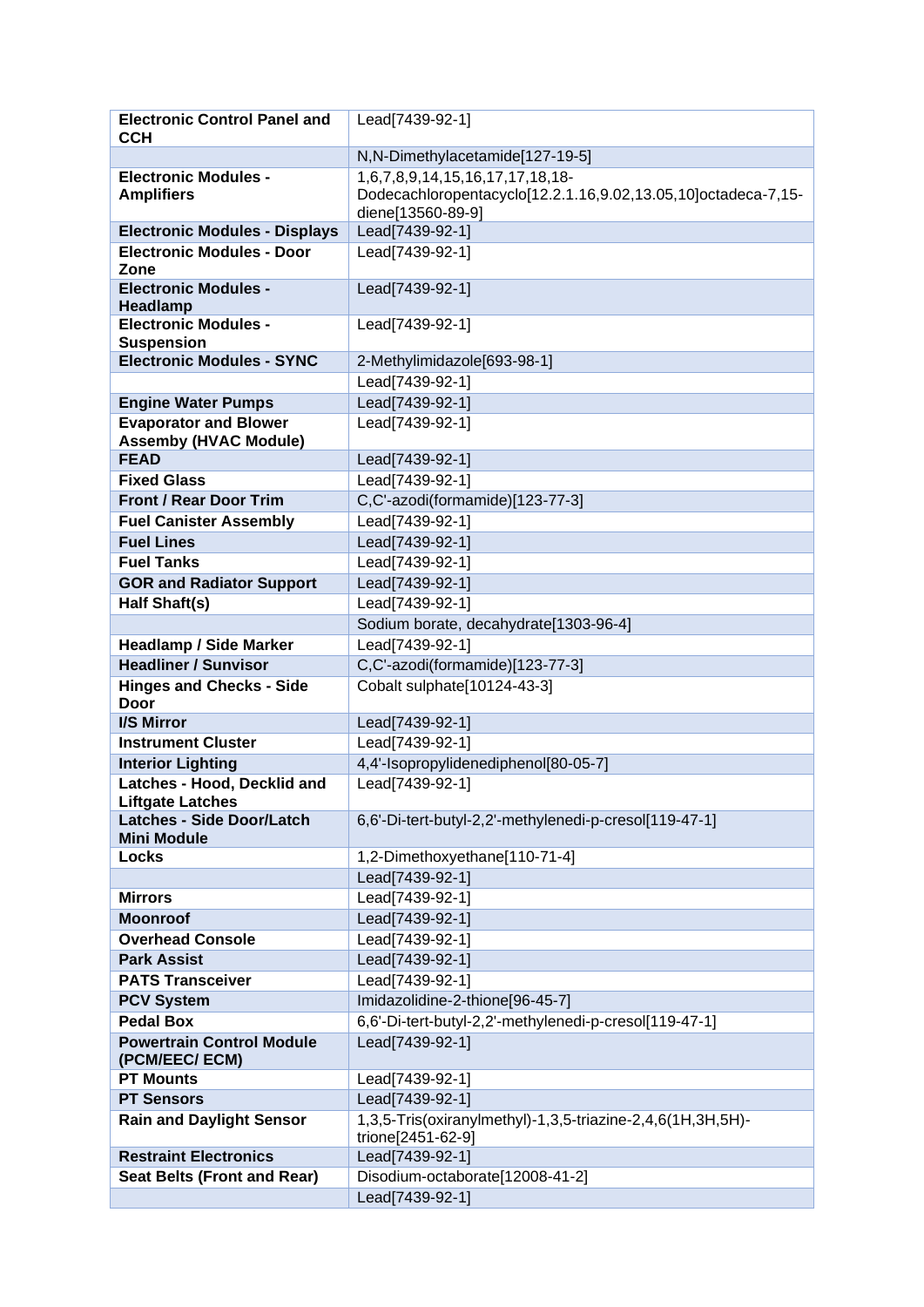| Electronic Control Panel and CCH | Lead[7439-92-1] |
|---|---|
| | N,N-Dimethylacetamide[127-19-5] |
| **Electronic Modules - Amplifiers** | 1,6,7,8,9,14,15,16,17,17,18,18-Dodecachloropentacyclo[12.2.1.16,9.02,13.05,10]octadeca-7,15-diene[13560-89-9] |
| **Electronic Modules - Displays** | Lead[7439-92-1] |
| **Electronic Modules - Door Zone** | Lead[7439-92-1] |
| **Electronic Modules - Headlamp** | Lead[7439-92-1] |
| **Electronic Modules - Suspension** | Lead[7439-92-1] |
| **Electronic Modules - SYNC** | 2-Methylimidazole[693-98-1] |
| | Lead[7439-92-1] |
| **Engine Water Pumps** | Lead[7439-92-1] |
| **Evaporator and Blower Assemby (HVAC Module)** | Lead[7439-92-1] |
| **FEAD** | Lead[7439-92-1] |
| **Fixed Glass** | Lead[7439-92-1] |
| **Front / Rear Door Trim** | C,C'-azodi(formamide)[123-77-3] |
| **Fuel Canister Assembly** | Lead[7439-92-1] |
| **Fuel Lines** | Lead[7439-92-1] |
| **Fuel Tanks** | Lead[7439-92-1] |
| **GOR and Radiator Support** | Lead[7439-92-1] |
| **Half Shaft(s)** | Lead[7439-92-1] |
| | Sodium borate, decahydrate[1303-96-4] |
| **Headlamp / Side Marker** | Lead[7439-92-1] |
| **Headliner / Sunvisor** | C,C'-azodi(formamide)[123-77-3] |
| **Hinges and Checks - Side Door** | Cobalt sulphate[10124-43-3] |
| **I/S Mirror** | Lead[7439-92-1] |
| **Instrument Cluster** | Lead[7439-92-1] |
| **Interior Lighting** | 4,4'-Isopropylidenediphenol[80-05-7] |
| **Latches - Hood, Decklid and Liftgate Latches** | Lead[7439-92-1] |
| **Latches - Side Door/Latch Mini Module** | 6,6'-Di-tert-butyl-2,2'-methylenedi-p-cresol[119-47-1] |
| **Locks** | 1,2-Dimethoxyethane[110-71-4] |
| | Lead[7439-92-1] |
| **Mirrors** | Lead[7439-92-1] |
| **Moonroof** | Lead[7439-92-1] |
| **Overhead Console** | Lead[7439-92-1] |
| **Park Assist** | Lead[7439-92-1] |
| **PATS Transceiver** | Lead[7439-92-1] |
| **PCV System** | Imidazolidine-2-thione[96-45-7] |
| **Pedal Box** | 6,6'-Di-tert-butyl-2,2'-methylenedi-p-cresol[119-47-1] |
| **Powertrain Control Module (PCM/EEC/ ECM)** | Lead[7439-92-1] |
| **PT Mounts** | Lead[7439-92-1] |
| **PT Sensors** | Lead[7439-92-1] |
| **Rain and Daylight Sensor** | 1,3,5-Tris(oxiranylmethyl)-1,3,5-triazine-2,4,6(1H,3H,5H)-trione[2451-62-9] |
| **Restraint Electronics** | Lead[7439-92-1] |
| **Seat Belts (Front and Rear)** | Disodium-octaborate[12008-41-2] |
| | Lead[7439-92-1] |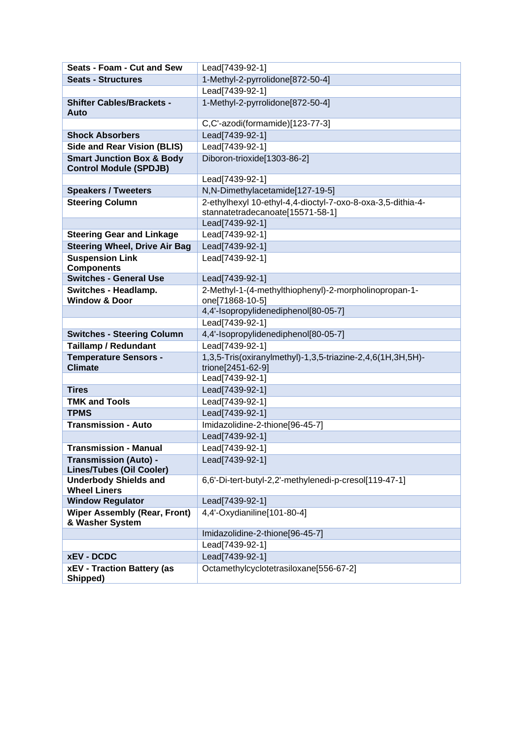| | |
|---|---|
| **Seats - Foam - Cut and Sew** | Lead[7439-92-1] |
| **Seats - Structures** | 1-Methyl-2-pyrrolidone[872-50-4] |
| | Lead[7439-92-1] |
| **Shifter Cables/Brackets - Auto** | 1-Methyl-2-pyrrolidone[872-50-4] |
| | C,C'-azodi(formamide)[123-77-3] |
| **Shock Absorbers** | Lead[7439-92-1] |
| **Side and Rear Vision (BLIS)** | Lead[7439-92-1] |
| **Smart Junction Box & Body Control Module (SPDJB)** | Diboron-trioxide[1303-86-2] |
| | Lead[7439-92-1] |
| **Speakers / Tweeters** | N,N-Dimethylacetamide[127-19-5] |
| **Steering Column** | 2-ethylhexyl 10-ethyl-4,4-dioctyl-7-oxo-8-oxa-3,5-dithia-4-stannatetradecanoate[15571-58-1] |
| | Lead[7439-92-1] |
| **Steering Gear and Linkage** | Lead[7439-92-1] |
| **Steering Wheel, Drive Air Bag** | Lead[7439-92-1] |
| **Suspension Link Components** | Lead[7439-92-1] |
| **Switches - General Use** | Lead[7439-92-1] |
| **Switches - Headlamp. Window & Door** | 2-Methyl-1-(4-methylthiophenyl)-2-morpholinopropan-1-one[71868-10-5] |
| | 4,4'-Isopropylidenediphenol[80-05-7] |
| | Lead[7439-92-1] |
| **Switches - Steering Column** | 4,4'-Isopropylidenediphenol[80-05-7] |
| **Taillamp / Redundant** | Lead[7439-92-1] |
| **Temperature Sensors - Climate** | 1,3,5-Tris(oxiranylmethyl)-1,3,5-triazine-2,4,6(1H,3H,5H)-trione[2451-62-9] |
| | Lead[7439-92-1] |
| **Tires** | Lead[7439-92-1] |
| **TMK and Tools** | Lead[7439-92-1] |
| **TPMS** | Lead[7439-92-1] |
| **Transmission - Auto** | Imidazolidine-2-thione[96-45-7] |
| | Lead[7439-92-1] |
| **Transmission - Manual** | Lead[7439-92-1] |
| **Transmission (Auto) - Lines/Tubes (Oil Cooler)** | Lead[7439-92-1] |
| **Underbody Shields and Wheel Liners** | 6,6'-Di-tert-butyl-2,2'-methylenedi-p-cresol[119-47-1] |
| **Window Regulator** | Lead[7439-92-1] |
| **Wiper Assembly (Rear, Front) & Washer System** | 4,4'-Oxydianiline[101-80-4] |
| | Imidazolidine-2-thione[96-45-7] |
| | Lead[7439-92-1] |
| **xEV - DCDC** | Lead[7439-92-1] |
| **xEV - Traction Battery (as Shipped)** | Octamethylcyclotetrasiloxane[556-67-2] |